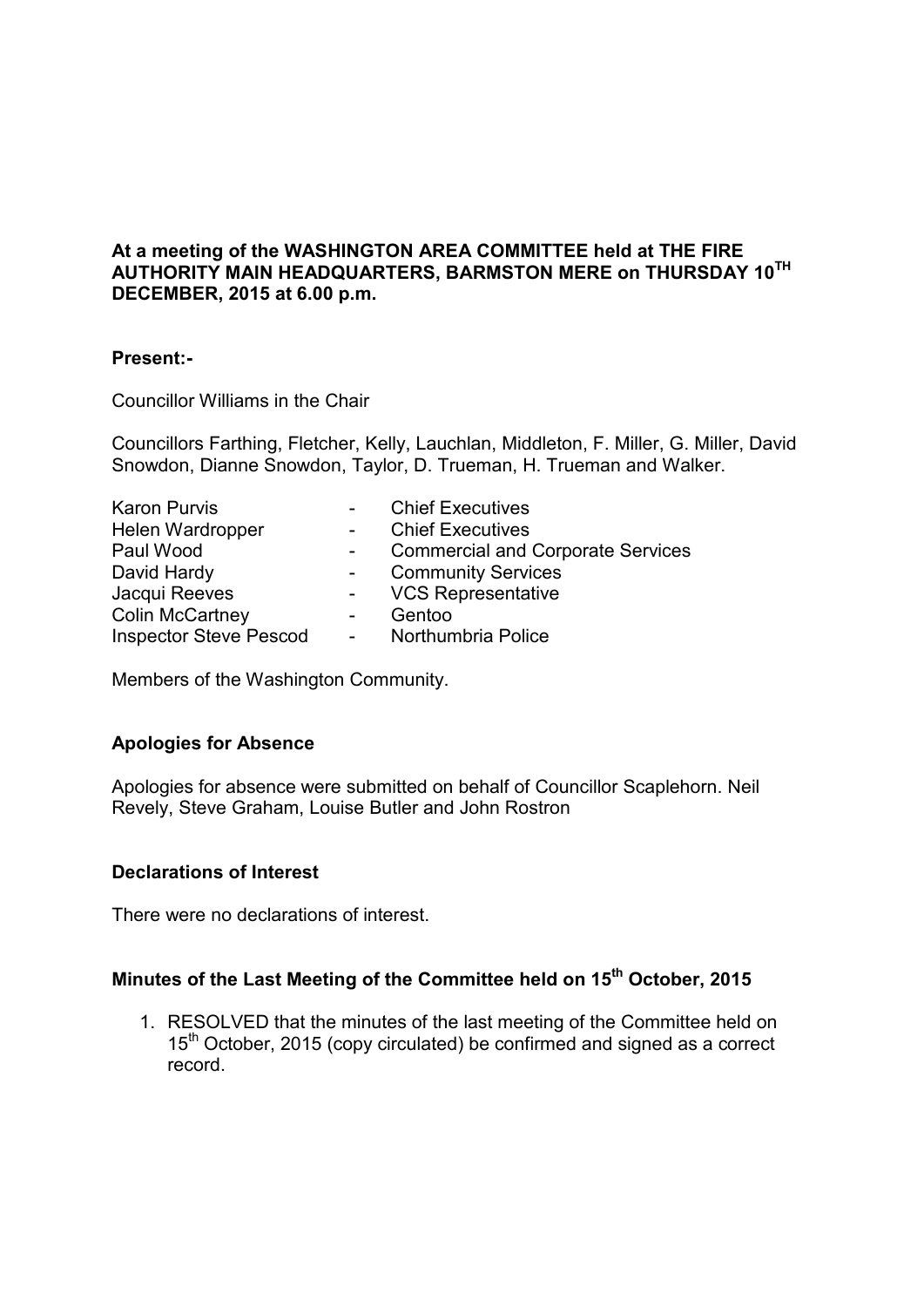**At a meeting of the WASHINGTON AREA COMMITTEE held at THE FIRE AUTHORITY MAIN HEADQUARTERS, BARMSTON MERE on THURSDAY 10TH DECEMBER, 2015 at 6.00 p.m.**

**Present:-**

Councillor Williams in the Chair

Councillors Farthing, Fletcher, Kelly, Lauchlan, Middleton, F. Miller, G. Miller, David Snowdon, Dianne Snowdon, Taylor, D. Trueman, H. Trueman and Walker.

| | | |
|---|---|---|
| Karon Purvis | - | Chief Executives |
| Helen Wardropper | - | Chief Executives |
| Paul Wood | - | Commercial and Corporate Services |
| David Hardy | - | Community Services |
| Jacqui Reeves | - | VCS Representative |
| Colin McCartney | - | Gentoo |
| Inspector Steve Pescod | - | Northumbria Police |

Members of the Washington Community.

## Apologies for Absence

Apologies for absence were submitted on behalf of Councillor Scaplehorn. Neil Revely, Steve Graham, Louise Butler and John Rostron

## Declarations of Interest

There were no declarations of interest.

## Minutes of the Last Meeting of the Committee held on 15th October, 2015

1. RESOLVED that the minutes of the last meeting of the Committee held on 15th October, 2015 (copy circulated) be confirmed and signed as a correct record.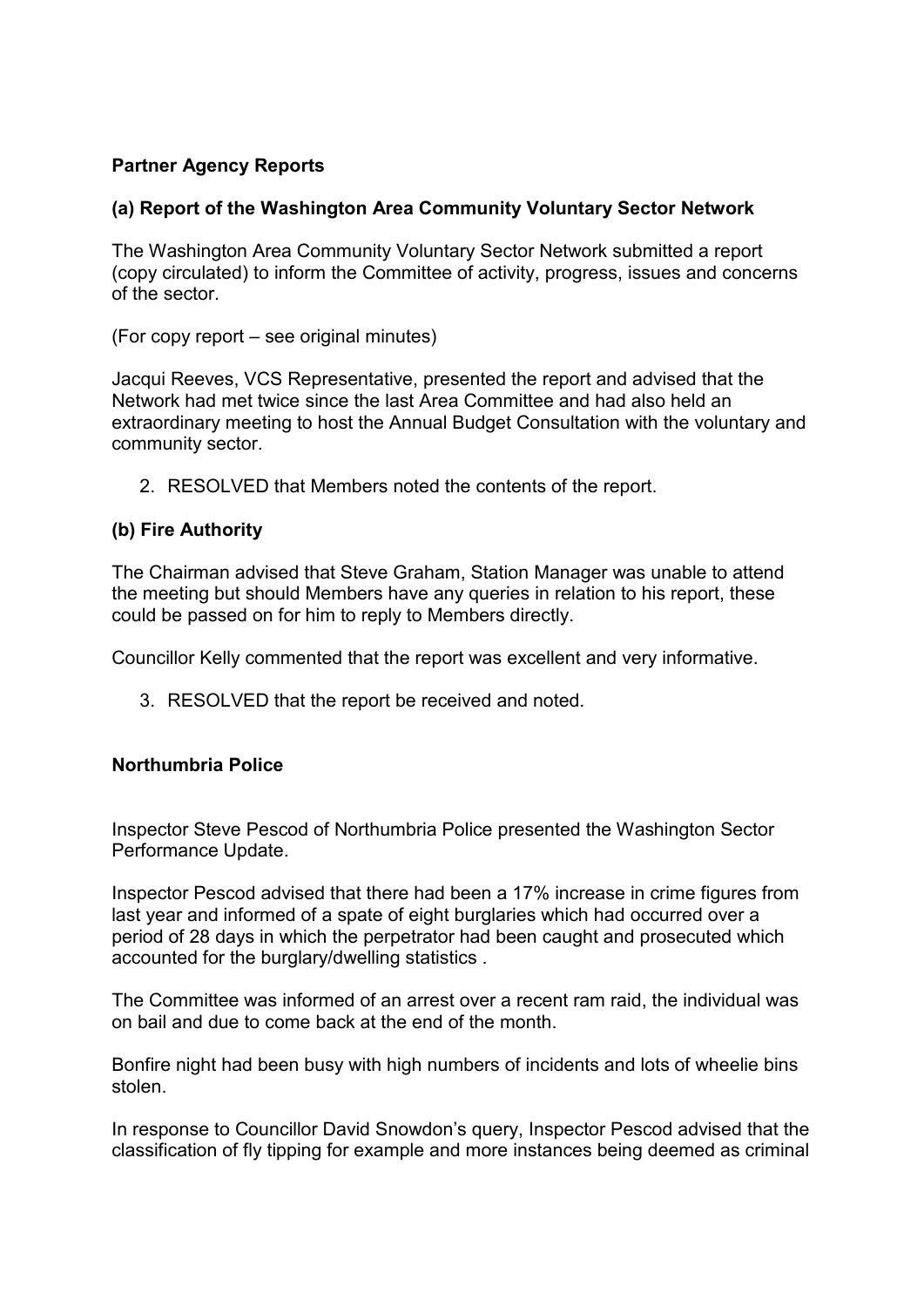**Partner Agency Reports**

**(a) Report of the Washington Area Community Voluntary Sector Network**

The Washington Area Community Voluntary Sector Network submitted a report (copy circulated) to inform the Committee of activity, progress, issues and concerns of the sector.

(For copy report – see original minutes)

Jacqui Reeves, VCS Representative, presented the report and advised that the Network had met twice since the last Area Committee and had also held an extraordinary meeting to host the Annual Budget Consultation with the voluntary and community sector.

2. RESOLVED that Members noted the contents of the report.

**(b) Fire Authority**

The Chairman advised that Steve Graham, Station Manager was unable to attend the meeting but should Members have any queries in relation to his report, these could be passed on for him to reply to Members directly.

Councillor Kelly commented that the report was excellent and very informative.

3. RESOLVED that the report be received and noted.

**Northumbria Police**

Inspector Steve Pescod of Northumbria Police presented the Washington Sector Performance Update.

Inspector Pescod advised that there had been a 17% increase in crime figures from last year and informed of a spate of eight burglaries which had occurred over a period of 28 days in which the perpetrator had been caught and prosecuted which accounted for the burglary/dwelling statistics .

The Committee was informed of an arrest over a recent ram raid, the individual was on bail and due to come back at the end of the month.

Bonfire night had been busy with high numbers of incidents and lots of wheelie bins stolen.

In response to Councillor David Snowdon's query, Inspector Pescod advised that the classification of fly tipping for example and more instances being deemed as criminal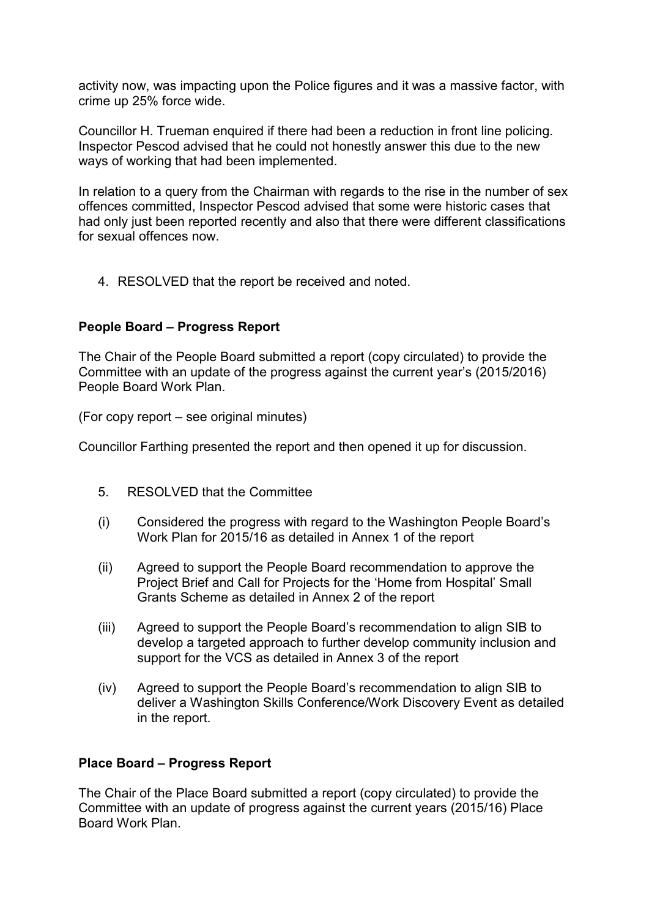activity now, was impacting upon the Police figures and it was a massive factor, with crime up 25% force wide.

Councillor H. Trueman enquired if there had been a reduction in front line policing. Inspector Pescod advised that he could not honestly answer this due to the new ways of working that had been implemented.

In relation to a query from the Chairman with regards to the rise in the number of sex offences committed, Inspector Pescod advised that some were historic cases that had only just been reported recently and also that there were different classifications for sexual offences now.

4. RESOLVED that the report be received and noted.

**People Board – Progress Report**

The Chair of the People Board submitted a report (copy circulated) to provide the Committee with an update of the progress against the current year's (2015/2016) People Board Work Plan.

(For copy report – see original minutes)

Councillor Farthing presented the report and then opened it up for discussion.

5. RESOLVED that the Committee

(i) Considered the progress with regard to the Washington People Board's Work Plan for 2015/16 as detailed in Annex 1 of the report

(ii) Agreed to support the People Board recommendation to approve the Project Brief and Call for Projects for the 'Home from Hospital' Small Grants Scheme as detailed in Annex 2 of the report

(iii) Agreed to support the People Board's recommendation to align SIB to develop a targeted approach to further develop community inclusion and support for the VCS as detailed in Annex 3 of the report

(iv) Agreed to support the People Board's recommendation to align SIB to deliver a Washington Skills Conference/Work Discovery Event as detailed in the report.

**Place Board – Progress Report**

The Chair of the Place Board submitted a report (copy circulated) to provide the Committee with an update of progress against the current years (2015/16) Place Board Work Plan.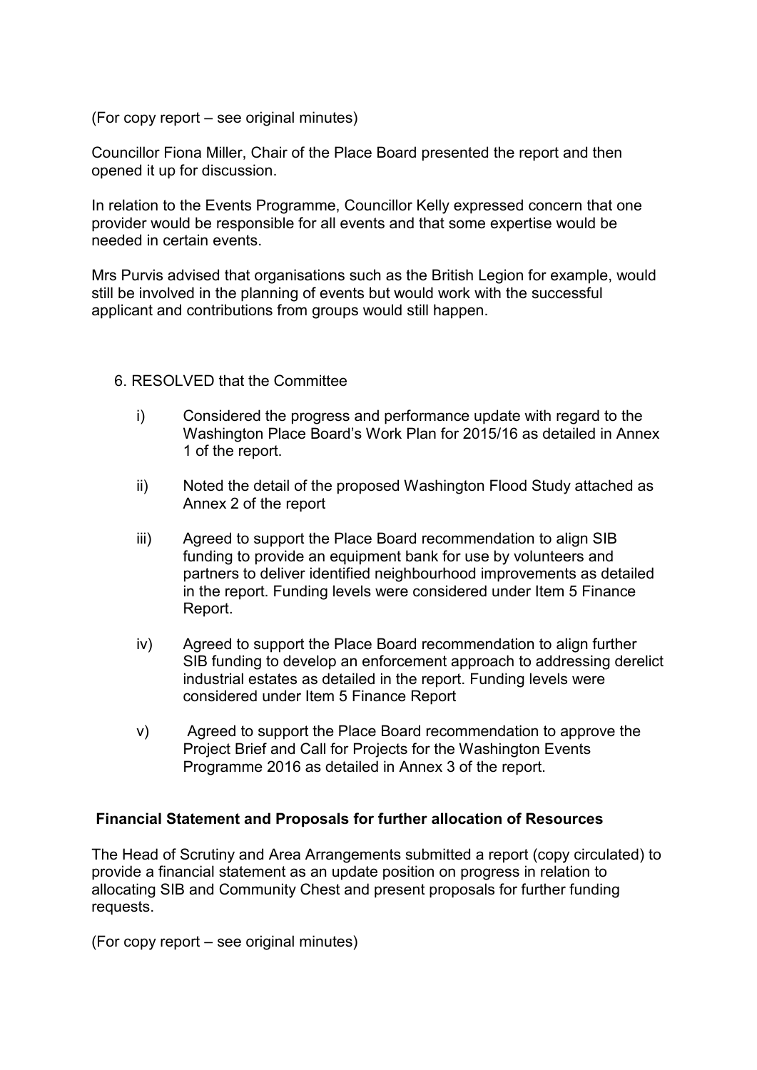(For copy report – see original minutes)

Councillor Fiona Miller, Chair of the Place Board presented the report and then opened it up for discussion.

In relation to the Events Programme, Councillor Kelly expressed concern that one provider would be responsible for all events and that some expertise would be needed in certain events.

Mrs Purvis advised that organisations such as the British Legion for example, would still be involved in the planning of events but would work with the successful applicant and contributions from groups would still happen.

6. RESOLVED that the Committee

i) Considered the progress and performance update with regard to the Washington Place Board's Work Plan for 2015/16 as detailed in Annex 1 of the report.

ii) Noted the detail of the proposed Washington Flood Study attached as Annex 2 of the report

iii) Agreed to support the Place Board recommendation to align SIB funding to provide an equipment bank for use by volunteers and partners to deliver identified neighbourhood improvements as detailed in the report. Funding levels were considered under Item 5 Finance Report.

iv) Agreed to support the Place Board recommendation to align further SIB funding to develop an enforcement approach to addressing derelict industrial estates as detailed in the report. Funding levels were considered under Item 5 Finance Report

v) Agreed to support the Place Board recommendation to approve the Project Brief and Call for Projects for the Washington Events Programme 2016 as detailed in Annex 3 of the report.

**Financial Statement and Proposals for further allocation of Resources**

The Head of Scrutiny and Area Arrangements submitted a report (copy circulated) to provide a financial statement as an update position on progress in relation to allocating SIB and Community Chest and present proposals for further funding requests.

(For copy report – see original minutes)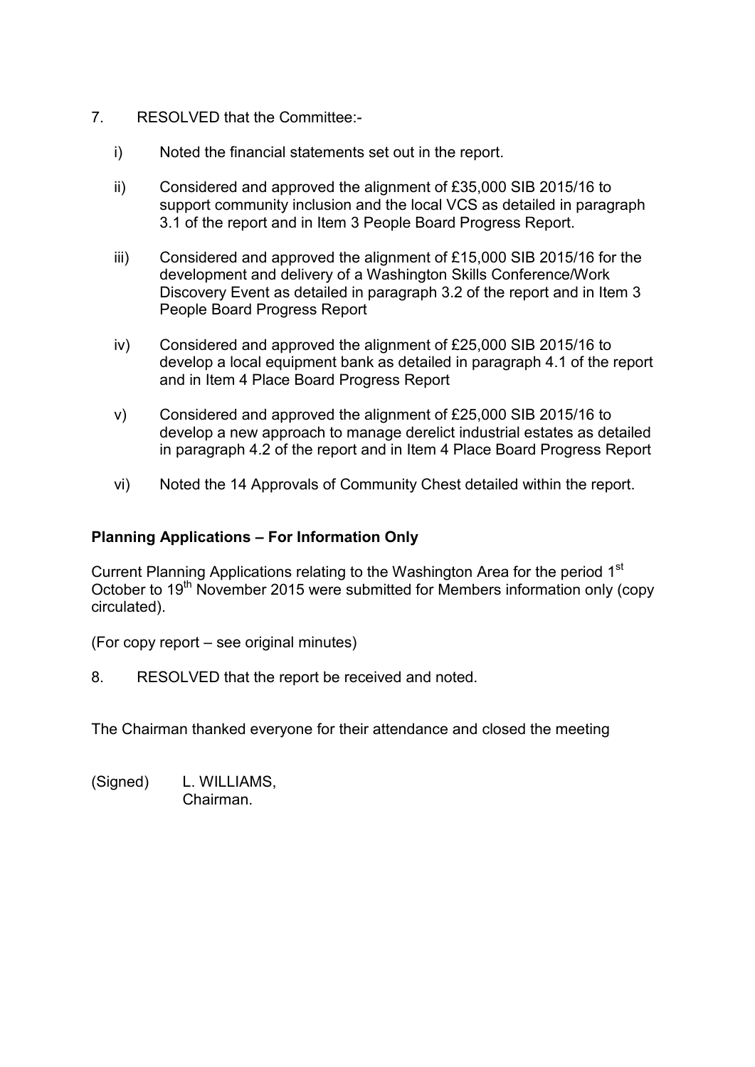7. RESOLVED that the Committee:-

   i) Noted the financial statements set out in the report.

   ii) Considered and approved the alignment of £35,000 SIB 2015/16 to support community inclusion and the local VCS as detailed in paragraph 3.1 of the report and in Item 3 People Board Progress Report.

   iii) Considered and approved the alignment of £15,000 SIB 2015/16 for the development and delivery of a Washington Skills Conference/Work Discovery Event as detailed in paragraph 3.2 of the report and in Item 3 People Board Progress Report

   iv) Considered and approved the alignment of £25,000 SIB 2015/16 to develop a local equipment bank as detailed in paragraph 4.1 of the report and in Item 4 Place Board Progress Report

   v) Considered and approved the alignment of £25,000 SIB 2015/16 to develop a new approach to manage derelict industrial estates as detailed in paragraph 4.2 of the report and in Item 4 Place Board Progress Report

   vi) Noted the 14 Approvals of Community Chest detailed within the report.

**Planning Applications – For Information Only**

Current Planning Applications relating to the Washington Area for the period 1st October to 19th November 2015 were submitted for Members information only (copy circulated).

(For copy report – see original minutes)

8. RESOLVED that the report be received and noted.

The Chairman thanked everyone for their attendance and closed the meeting

(Signed) L. WILLIAMS,
Chairman.